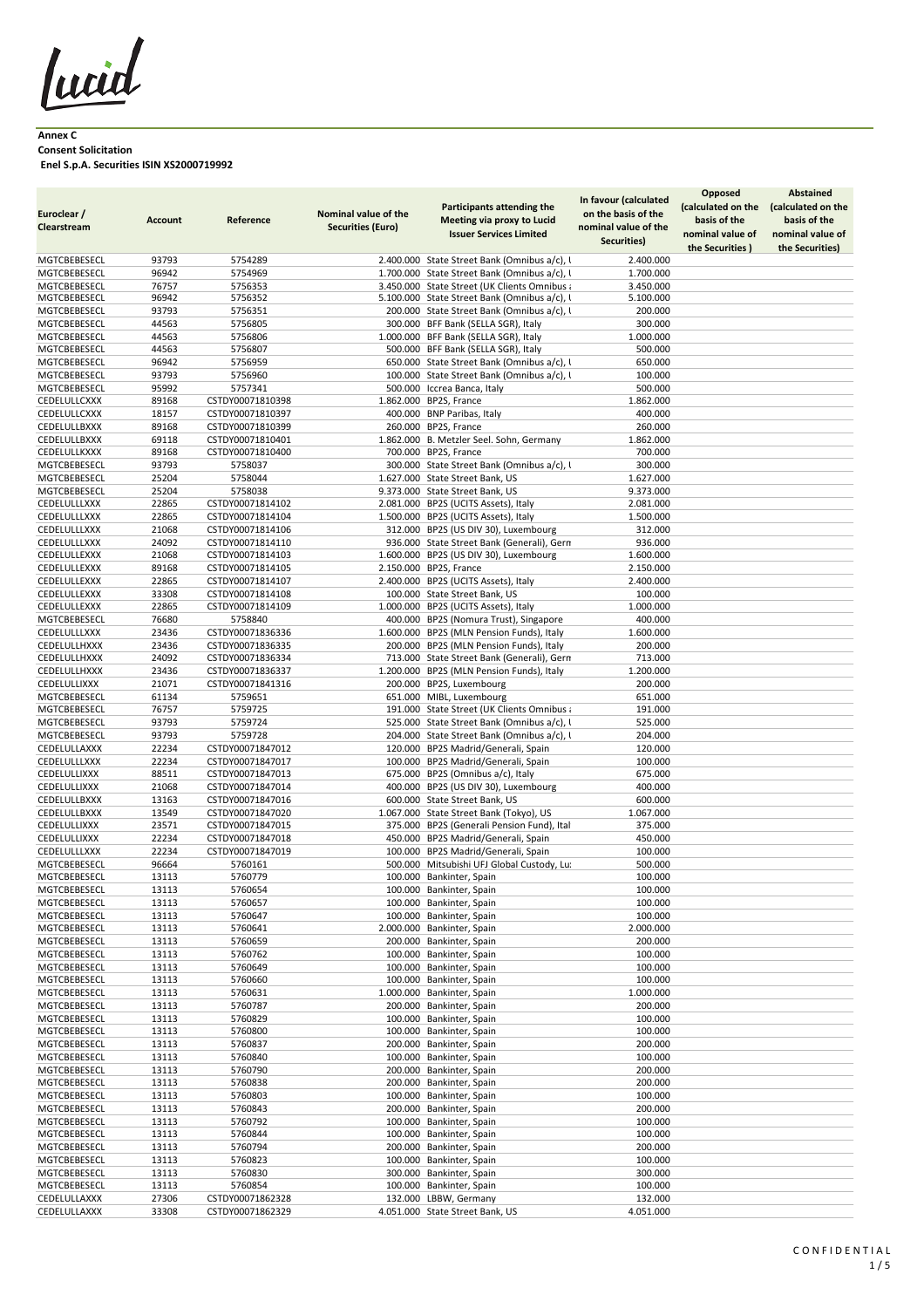**Annex C**
**Consent Solicitation**
**Enel S.p.A. Securities ISIN XS2000719992**

| Euroclear / Clearstream | Account | Reference | Nominal value of the Securities (Euro) | Participants attending the Meeting via proxy to Lucid Issuer Services Limited | In favour (calculated on the basis of the nominal value of the Securities) | Opposed (calculated on the basis of the nominal value of the Securities ) | Abstained (calculated on the basis of the nominal value of the Securities) |
|---|---|---|---|---|---|---|---|
| MGTCBEBESECL | 93793 | 5754289 | 2.400.000 | State Street Bank (Omnibus a/c), U | 2.400.000 | | |
| MGTCBEBESECL | 96942 | 5754969 | 1.700.000 | State Street Bank (Omnibus a/c), U | 1.700.000 | | |
| MGTCBEBESECL | 76757 | 5756353 | 3.450.000 | State Street (UK Clients Omnibus a | 3.450.000 | | |
| MGTCBEBESECL | 96942 | 5756352 | 5.100.000 | State Street Bank (Omnibus a/c), U | 5.100.000 | | |
| MGTCBEBESECL | 93793 | 5756351 | 200.000 | State Street Bank (Omnibus a/c), U | 200.000 | | |
| MGTCBEBESECL | 44563 | 5756805 | 300.000 | BFF Bank (SELLA SGR), Italy | 300.000 | | |
| MGTCBEBESECL | 44563 | 5756806 | 1.000.000 | BFF Bank (SELLA SGR), Italy | 1.000.000 | | |
| MGTCBEBESECL | 44563 | 5756807 | 500.000 | BFF Bank (SELLA SGR), Italy | 500.000 | | |
| MGTCBEBESECL | 96942 | 5756959 | 650.000 | State Street Bank (Omnibus a/c), U | 650.000 | | |
| MGTCBEBESECL | 93793 | 5756960 | 100.000 | State Street Bank (Omnibus a/c), U | 100.000 | | |
| MGTCBEBESECL | 95992 | 5757341 | 500.000 | Iccrea Banca, Italy | 500.000 | | |
| CEDELULLCXXX | 89168 | CSTDY00071810398 | 1.862.000 | BP2S, France | 1.862.000 | | |
| CEDELULLCXXX | 18157 | CSTDY00071810397 | 400.000 | BNP Paribas, Italy | 400.000 | | |
| CEDELULLBXXX | 89168 | CSTDY00071810399 | 260.000 | BP2S, France | 260.000 | | |
| CEDELULLBXXX | 69118 | CSTDY00071810401 | 1.862.000 | B. Metzler Seel. Sohn, Germany | 1.862.000 | | |
| CEDELULLKXXX | 89168 | CSTDY00071810400 | 700.000 | BP2S, France | 700.000 | | |
| MGTCBEBESECL | 93793 | 5758037 | 300.000 | State Street Bank (Omnibus a/c), U | 300.000 | | |
| MGTCBEBESECL | 25204 | 5758044 | 1.627.000 | State Street Bank, US | 1.627.000 | | |
| MGTCBEBESECL | 25204 | 5758038 | 9.373.000 | State Street Bank, US | 9.373.000 | | |
| CEDELULLLXXX | 22865 | CSTDY00071814102 | 2.081.000 | BP2S (UCITS Assets), Italy | 2.081.000 | | |
| CEDELULLLXXX | 22865 | CSTDY00071814104 | 1.500.000 | BP2S (UCITS Assets), Italy | 1.500.000 | | |
| CEDELULLLXXX | 21068 | CSTDY00071814106 | 312.000 | BP2S (US DIV 30), Luxembourg | 312.000 | | |
| CEDELULLLXXX | 24092 | CSTDY00071814110 | 936.000 | State Street Bank (Generali), Germ | 936.000 | | |
| CEDELULLEXXX | 21068 | CSTDY00071814103 | 1.600.000 | BP2S (US DIV 30), Luxembourg | 1.600.000 | | |
| CEDELULLEXXX | 89168 | CSTDY00071814105 | 2.150.000 | BP2S, France | 2.150.000 | | |
| CEDELULLEXXX | 22865 | CSTDY00071814107 | 2.400.000 | BP2S (UCITS Assets), Italy | 2.400.000 | | |
| CEDELULLEXXX | 33308 | CSTDY00071814108 | 100.000 | State Street Bank, US | 100.000 | | |
| CEDELULLEXXX | 22865 | CSTDY00071814109 | 1.000.000 | BP2S (UCITS Assets), Italy | 1.000.000 | | |
| MGTCBEBESECL | 76680 | 5758840 | 400.000 | BP2S (Nomura Trust), Singapore | 400.000 | | |
| CEDELULLLXXX | 23436 | CSTDY00071836336 | 1.600.000 | BP2S (MLN Pension Funds), Italy | 1.600.000 | | |
| CEDELULLHXXX | 23436 | CSTDY00071836335 | 200.000 | BP2S (MLN Pension Funds), Italy | 200.000 | | |
| CEDELULLHXXX | 24092 | CSTDY00071836334 | 713.000 | State Street Bank (Generali), Germ | 713.000 | | |
| CEDELULLHXXX | 23436 | CSTDY00071836337 | 1.200.000 | BP2S (MLN Pension Funds), Italy | 1.200.000 | | |
| CEDELULLIXXX | 21071 | CSTDY00071841316 | 200.000 | BP2S, Luxembourg | 200.000 | | |
| MGTCBEBESECL | 61134 | 5759651 | 651.000 | MIBL, Luxembourg | 651.000 | | |
| MGTCBEBESECL | 76757 | 5759725 | 191.000 | State Street (UK Clients Omnibus a | 191.000 | | |
| MGTCBEBESECL | 93793 | 5759724 | 525.000 | State Street Bank (Omnibus a/c), U | 525.000 | | |
| MGTCBEBESECL | 93793 | 5759728 | 204.000 | State Street Bank (Omnibus a/c), U | 204.000 | | |
| CEDELULLAXXX | 22234 | CSTDY00071847012 | 120.000 | BP2S Madrid/Generali, Spain | 120.000 | | |
| CEDELULLLXXX | 22234 | CSTDY00071847017 | 100.000 | BP2S Madrid/Generali, Spain | 100.000 | | |
| CEDELULLIXXX | 88511 | CSTDY00071847013 | 675.000 | BP2S (Omnibus a/c), Italy | 675.000 | | |
| CEDELULLIXXX | 21068 | CSTDY00071847014 | 400.000 | BP2S (US DIV 30), Luxembourg | 400.000 | | |
| CEDELULLBXXX | 13163 | CSTDY00071847016 | 600.000 | State Street Bank, US | 600.000 | | |
| CEDELULLBXXX | 13549 | CSTDY00071847020 | 1.067.000 | State Street Bank (Tokyo), US | 1.067.000 | | |
| CEDELULLIXXX | 23571 | CSTDY00071847015 | 375.000 | BP2S (Generali Pension Fund), Ital | 375.000 | | |
| CEDELULLIXXX | 22234 | CSTDY00071847018 | 450.000 | BP2S Madrid/Generali, Spain | 450.000 | | |
| CEDELULLLXXX | 22234 | CSTDY00071847019 | 100.000 | BP2S Madrid/Generali, Spain | 100.000 | | |
| MGTCBEBESECL | 96664 | 5760161 | 500.000 | Mitsubishi UFJ Global Custody, Lu: | 500.000 | | |
| MGTCBEBESECL | 13113 | 5760779 | 100.000 | Bankinter, Spain | 100.000 | | |
| MGTCBEBESECL | 13113 | 5760654 | 100.000 | Bankinter, Spain | 100.000 | | |
| MGTCBEBESECL | 13113 | 5760657 | 100.000 | Bankinter, Spain | 100.000 | | |
| MGTCBEBESECL | 13113 | 5760647 | 100.000 | Bankinter, Spain | 100.000 | | |
| MGTCBEBESECL | 13113 | 5760641 | 2.000.000 | Bankinter, Spain | 2.000.000 | | |
| MGTCBEBESECL | 13113 | 5760659 | 200.000 | Bankinter, Spain | 200.000 | | |
| MGTCBEBESECL | 13113 | 5760762 | 100.000 | Bankinter, Spain | 100.000 | | |
| MGTCBEBESECL | 13113 | 5760649 | 100.000 | Bankinter, Spain | 100.000 | | |
| MGTCBEBESECL | 13113 | 5760660 | 100.000 | Bankinter, Spain | 100.000 | | |
| MGTCBEBESECL | 13113 | 5760631 | 1.000.000 | Bankinter, Spain | 1.000.000 | | |
| MGTCBEBESECL | 13113 | 5760787 | 200.000 | Bankinter, Spain | 200.000 | | |
| MGTCBEBESECL | 13113 | 5760829 | 100.000 | Bankinter, Spain | 100.000 | | |
| MGTCBEBESECL | 13113 | 5760800 | 100.000 | Bankinter, Spain | 100.000 | | |
| MGTCBEBESECL | 13113 | 5760837 | 200.000 | Bankinter, Spain | 200.000 | | |
| MGTCBEBESECL | 13113 | 5760840 | 100.000 | Bankinter, Spain | 100.000 | | |
| MGTCBEBESECL | 13113 | 5760790 | 200.000 | Bankinter, Spain | 200.000 | | |
| MGTCBEBESECL | 13113 | 5760838 | 200.000 | Bankinter, Spain | 200.000 | | |
| MGTCBEBESECL | 13113 | 5760803 | 100.000 | Bankinter, Spain | 100.000 | | |
| MGTCBEBESECL | 13113 | 5760843 | 200.000 | Bankinter, Spain | 200.000 | | |
| MGTCBEBESECL | 13113 | 5760792 | 100.000 | Bankinter, Spain | 100.000 | | |
| MGTCBEBESECL | 13113 | 5760844 | 100.000 | Bankinter, Spain | 100.000 | | |
| MGTCBEBESECL | 13113 | 5760794 | 200.000 | Bankinter, Spain | 200.000 | | |
| MGTCBEBESECL | 13113 | 5760823 | 100.000 | Bankinter, Spain | 100.000 | | |
| MGTCBEBESECL | 13113 | 5760830 | 300.000 | Bankinter, Spain | 300.000 | | |
| MGTCBEBESECL | 13113 | 5760854 | 100.000 | Bankinter, Spain | 100.000 | | |
| CEDELULLAXXX | 27306 | CSTDY00071862328 | 132.000 | LBBW, Germany | 132.000 | | |
| CEDELULLAXXX | 33308 | CSTDY00071862329 | 4.051.000 | State Street Bank, US | 4.051.000 | | |

CONFIDENTIAL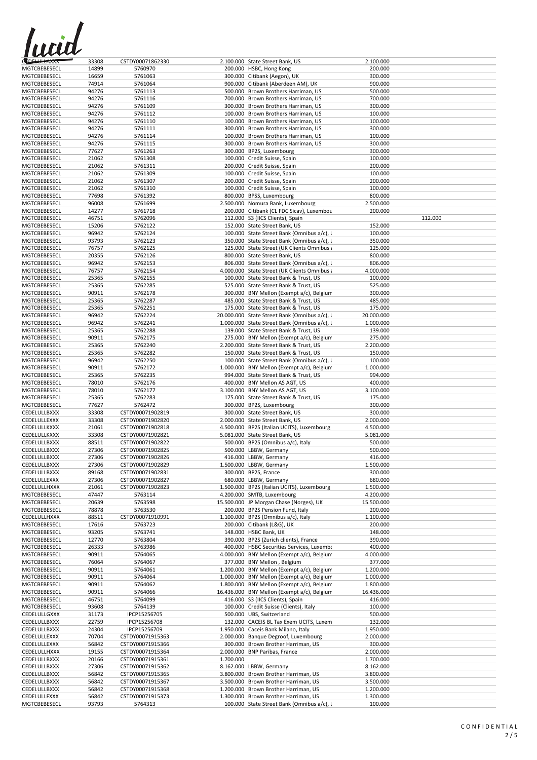lucid

| | | | | | | |
|---|---|---|---|---|---|---|
| CEDELULLXXXX | 33308 | CSTDY00071862330 | 2.100.000 | State Street Bank, US | 2.100.000 | |
| MGTCBEBESECL | 14899 | 5760970 | 200.000 | HSBC, Hong Kong | 200.000 | |
| MGTCBEBESECL | 16659 | 5761063 | 300.000 | Citibank (Aegon), UK | 300.000 | |
| MGTCBEBESECL | 74914 | 5761064 | 900.000 | Citibank (Aberdeen AM), UK | 900.000 | |
| MGTCBEBESECL | 94276 | 5761113 | 500.000 | Brown Brothers Harriman, US | 500.000 | |
| MGTCBEBESECL | 94276 | 5761116 | 700.000 | Brown Brothers Harriman, US | 700.000 | |
| MGTCBEBESECL | 94276 | 5761109 | 300.000 | Brown Brothers Harriman, US | 300.000 | |
| MGTCBEBESECL | 94276 | 5761112 | 100.000 | Brown Brothers Harriman, US | 100.000 | |
| MGTCBEBESECL | 94276 | 5761110 | 100.000 | Brown Brothers Harriman, US | 100.000 | |
| MGTCBEBESECL | 94276 | 5761111 | 300.000 | Brown Brothers Harriman, US | 300.000 | |
| MGTCBEBESECL | 94276 | 5761114 | 100.000 | Brown Brothers Harriman, US | 100.000 | |
| MGTCBEBESECL | 94276 | 5761115 | 300.000 | Brown Brothers Harriman, US | 300.000 | |
| MGTCBEBESECL | 77627 | 5761263 | 300.000 | BP2S, Luxembourg | 300.000 | |
| MGTCBEBESECL | 21062 | 5761308 | 100.000 | Credit Suisse, Spain | 100.000 | |
| MGTCBEBESECL | 21062 | 5761311 | 200.000 | Credit Suisse, Spain | 200.000 | |
| MGTCBEBESECL | 21062 | 5761309 | 100.000 | Credit Suisse, Spain | 100.000 | |
| MGTCBEBESECL | 21062 | 5761307 | 200.000 | Credit Suisse, Spain | 200.000 | |
| MGTCBEBESECL | 21062 | 5761310 | 100.000 | Credit Suisse, Spain | 100.000 | |
| MGTCBEBESECL | 77698 | 5761392 | 800.000 | BPSS, Luxembourg | 800.000 | |
| MGTCBEBESECL | 96008 | 5761699 | 2.500.000 | Nomura Bank, Luxembourg | 2.500.000 | |
| MGTCBEBESECL | 14277 | 5761718 | 200.000 | Citibank (CL FDC Sicav), Luxembou | 200.000 | |
| MGTCBEBESECL | 46751 | 5762096 | 112.000 | S3 (IICS Clients), Spain | | 112.000 |
| MGTCBEBESECL | 15206 | 5762122 | 152.000 | State Street Bank, US | 152.000 | |
| MGTCBEBESECL | 96942 | 5762124 | 100.000 | State Street Bank (Omnibus a/c), U | 100.000 | |
| MGTCBEBESECL | 93793 | 5762123 | 350.000 | State Street Bank (Omnibus a/c), U | 350.000 | |
| MGTCBEBESECL | 76757 | 5762125 | 125.000 | State Street (UK Clients Omnibus a | 125.000 | |
| MGTCBEBESECL | 20355 | 5762126 | 800.000 | State Street Bank, US | 800.000 | |
| MGTCBEBESECL | 96942 | 5762153 | 806.000 | State Street Bank (Omnibus a/c), U | 806.000 | |
| MGTCBEBESECL | 76757 | 5762154 | 4.000.000 | State Street (UK Clients Omnibus a | 4.000.000 | |
| MGTCBEBESECL | 25365 | 5762155 | 100.000 | State Street Bank & Trust, US | 100.000 | |
| MGTCBEBESECL | 25365 | 5762285 | 525.000 | State Street Bank & Trust, US | 525.000 | |
| MGTCBEBESECL | 90911 | 5762178 | 300.000 | BNY Mellon (Exempt a/c), Belgium | 300.000 | |
| MGTCBEBESECL | 25365 | 5762287 | 485.000 | State Street Bank & Trust, US | 485.000 | |
| MGTCBEBESECL | 25365 | 5762251 | 175.000 | State Street Bank & Trust, US | 175.000 | |
| MGTCBEBESECL | 96942 | 5762224 | 20.000.000 | State Street Bank (Omnibus a/c), U | 20.000.000 | |
| MGTCBEBESECL | 96942 | 5762241 | 1.000.000 | State Street Bank (Omnibus a/c), U | 1.000.000 | |
| MGTCBEBESECL | 25365 | 5762288 | 139.000 | State Street Bank & Trust, US | 139.000 | |
| MGTCBEBESECL | 90911 | 5762175 | 275.000 | BNY Mellon (Exempt a/c), Belgium | 275.000 | |
| MGTCBEBESECL | 25365 | 5762240 | 2.200.000 | State Street Bank & Trust, US | 2.200.000 | |
| MGTCBEBESECL | 25365 | 5762282 | 150.000 | State Street Bank & Trust, US | 150.000 | |
| MGTCBEBESECL | 96942 | 5762250 | 100.000 | State Street Bank (Omnibus a/c), U | 100.000 | |
| MGTCBEBESECL | 90911 | 5762172 | 1.000.000 | BNY Mellon (Exempt a/c), Belgium | 1.000.000 | |
| MGTCBEBESECL | 25365 | 5762235 | 994.000 | State Street Bank & Trust, US | 994.000 | |
| MGTCBEBESECL | 78010 | 5762176 | 400.000 | BNY Mellon AS AGT, US | 400.000 | |
| MGTCBEBESECL | 78010 | 5762177 | 3.100.000 | BNY Mellon AS AGT, US | 3.100.000 | |
| MGTCBEBESECL | 25365 | 5762283 | 175.000 | State Street Bank & Trust, US | 175.000 | |
| MGTCBEBESECL | 77627 | 5762472 | 300.000 | BP2S, Luxembourg | 300.000 | |
| CEDELULLBXXX | 33308 | CSTDY00071902819 | 300.000 | State Street Bank, US | 300.000 | |
| CEDELULLEXXX | 33308 | CSTDY00071902820 | 2.000.000 | State Street Bank, US | 2.000.000 | |
| CEDELULLKXXX | 21061 | CSTDY00071902818 | 4.500.000 | BP2S (Italian UCITS), Luxembourg | 4.500.000 | |
| CEDELULLKXXX | 33308 | CSTDY00071902821 | 5.081.000 | State Street Bank, US | 5.081.000 | |
| CEDELULLKXXX | 88511 | CSTDY00071902822 | 500.000 | BP2S (Omnibus a/c), Italy | 500.000 | |
| CEDELULLBXXX | 27306 | CSTDY00071902825 | 500.000 | LBBW, Germany | 500.000 | |
| CEDELULLBXXX | 27306 | CSTDY00071902826 | 416.000 | LBBW, Germany | 416.000 | |
| CEDELULLBXXX | 27306 | CSTDY00071902829 | 1.500.000 | LBBW, Germany | 1.500.000 | |
| CEDELULLBXXX | 89168 | CSTDY00071902831 | 300.000 | BP2S, France | 300.000 | |
| CEDELULLEXXX | 27306 | CSTDY00071902827 | 680.000 | LBBW, Germany | 680.000 | |
| CEDELULLHXXX | 21061 | CSTDY00071902823 | 1.500.000 | BP2S (Italian UCITS), Luxembourg | 1.500.000 | |
| MGTCBEBESECL | 47447 | 5763114 | 4.200.000 | SMTB, Luxembourg | 4.200.000 | |
| MGTCBEBESECL | 20639 | 5763598 | 15.500.000 | JP Morgan Chase (Norges), UK | 15.500.000 | |
| MGTCBEBESECL | 78878 | 5763530 | 200.000 | BP2S Pension Fund, Italy | 200.000 | |
| CEDELULLHXXX | 88511 | CSTDY00071910991 | 1.100.000 | BP2S (Omnibus a/c), Italy | 1.100.000 | |
| MGTCBEBESECL | 17616 | 5763723 | 200.000 | Citibank (L&G), UK | 200.000 | |
| MGTCBEBESECL | 93205 | 5763741 | 148.000 | HSBC Bank, UK | 148.000 | |
| MGTCBEBESECL | 12770 | 5763804 | 390.000 | BP2S (Zurich clients), France | 390.000 | |
| MGTCBEBESECL | 26333 | 5763986 | 400.000 | HSBC Securities Services, Luxembo | 400.000 | |
| MGTCBEBESECL | 90911 | 5764065 | 4.000.000 | BNY Mellon (Exempt a/c), Belgium | 4.000.000 | |
| MGTCBEBESECL | 76064 | 5764067 | 377.000 | BNY Mellon , Belgium | 377.000 | |
| MGTCBEBESECL | 90911 | 5764061 | 1.200.000 | BNY Mellon (Exempt a/c), Belgium | 1.200.000 | |
| MGTCBEBESECL | 90911 | 5764064 | 1.000.000 | BNY Mellon (Exempt a/c), Belgium | 1.000.000 | |
| MGTCBEBESECL | 90911 | 5764062 | 1.800.000 | BNY Mellon (Exempt a/c), Belgium | 1.800.000 | |
| MGTCBEBESECL | 90911 | 5764066 | 16.436.000 | BNY Mellon (Exempt a/c), Belgium | 16.436.000 | |
| MGTCBEBESECL | 46751 | 5764099 | 416.000 | S3 (IICS Clients), Spain | 416.000 | |
| MGTCBEBESECL | 93608 | 5764139 | 100.000 | Credit Suisse (Clients), Italy | 100.000 | |
| CEDELULLGXXX | 31173 | IPCP15256705 | 500.000 | UBS, Switzerland | 500.000 | |
| CEDELULLBXXX | 22759 | IPCP15256708 | 132.000 | CACEIS BL Tax Exem UCITS, Luxem | 132.000 | |
| CEDELULLBXXX | 24304 | IPCP15256709 | 1.950.000 | Caceis Bank Milano, Italy | 1.950.000 | |
| CEDELULLEXXX | 70704 | CSTDY00071915363 | 2.000.000 | Banque Degroof, Luxembourg | 2.000.000 | |
| CEDELULLEXXX | 56842 | CSTDY00071915366 | 300.000 | Brown Brother Harriman, US | 300.000 | |
| CEDELULLHXXX | 19155 | CSTDY00071915364 | 2.000.000 | BNP Paribas, France | 2.000.000 | |
| CEDELULLBXXX | 20166 | CSTDY00071915361 | 1.700.000 | | 1.700.000 | |
| CEDELULLBXXX | 27306 | CSTDY00071915362 | 8.162.000 | LBBW, Germany | 8.162.000 | |
| CEDELULLBXXX | 56842 | CSTDY00071915365 | 3.800.000 | Brown Brother Harriman, US | 3.800.000 | |
| CEDELULLBXXX | 56842 | CSTDY00071915367 | 3.500.000 | Brown Brother Harriman, US | 3.500.000 | |
| CEDELULLBXXX | 56842 | CSTDY00071915368 | 1.200.000 | Brown Brother Harriman, US | 1.200.000 | |
| CEDELULLFXXX | 56842 | CSTDY00071915373 | 1.300.000 | Brown Brother Harriman, US | 1.300.000 | |
| MGTCBEBESECL | 93793 | 5764313 | 100.000 | State Street Bank (Omnibus a/c), U | 100.000 | |

CONFIDENTIAL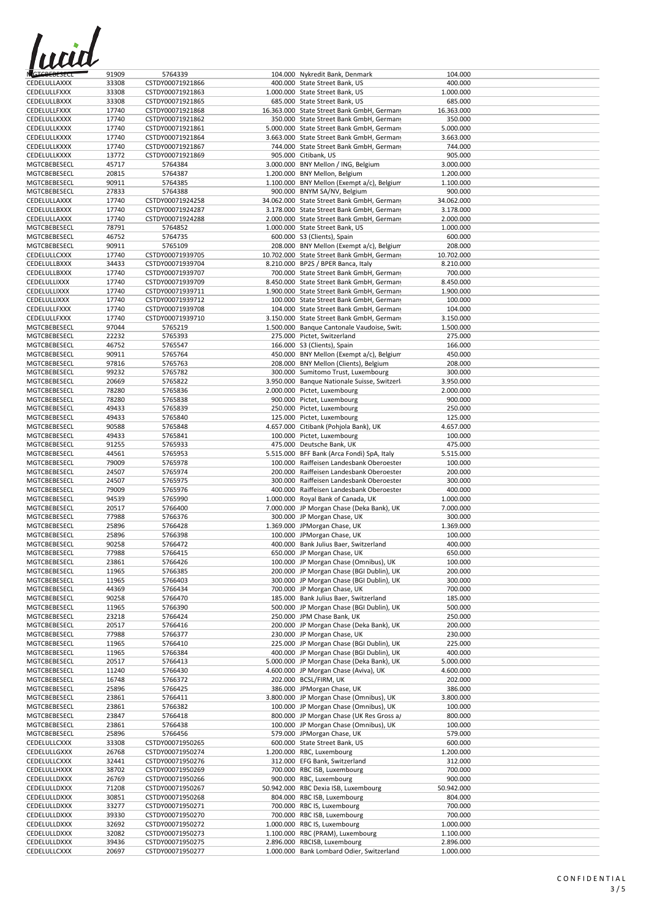| | | | | | |
|---|---|---|---|---|---|
| MGTCBEBESECL | 91909 | 5764339 | 104.000 | Nykredit Bank, Denmark | 104.000 |
| CEDELULLAXXX | 33308 | CSTDY00071921866 | 400.000 | State Street Bank, US | 400.000 |
| CEDELULLFXXX | 33308 | CSTDY00071921863 | 1.000.000 | State Street Bank, US | 1.000.000 |
| CEDELULLBXXX | 33308 | CSTDY00071921865 | 685.000 | State Street Bank, US | 685.000 |
| CEDELULLFXXX | 17740 | CSTDY00071921868 | 16.363.000 | State Street Bank GmbH, Germany | 16.363.000 |
| CEDELULLKXXX | 17740 | CSTDY00071921862 | 350.000 | State Street Bank GmbH, Germany | 350.000 |
| CEDELULLKXXX | 17740 | CSTDY00071921861 | 5.000.000 | State Street Bank GmbH, Germany | 5.000.000 |
| CEDELULLKXXX | 17740 | CSTDY00071921864 | 3.663.000 | State Street Bank GmbH, Germany | 3.663.000 |
| CEDELULLKXXX | 17740 | CSTDY00071921867 | 744.000 | State Street Bank GmbH, Germany | 744.000 |
| CEDELULLKXXX | 13772 | CSTDY00071921869 | 905.000 | Citibank, US | 905.000 |
| MGTCBEBESECL | 45717 | 5764384 | 3.000.000 | BNY Mellon / ING, Belgium | 3.000.000 |
| MGTCBEBESECL | 20815 | 5764387 | 1.200.000 | BNY Mellon, Belgium | 1.200.000 |
| MGTCBEBESECL | 90911 | 5764385 | 1.100.000 | BNY Mellon (Exempt a/c), Belgium | 1.100.000 |
| MGTCBEBESECL | 27833 | 5764388 | 900.000 | BNYM SA/NV, Belgium | 900.000 |
| CEDELULLAXXX | 17740 | CSTDY00071924258 | 34.062.000 | State Street Bank GmbH, Germany | 34.062.000 |
| CEDELULLBXXX | 17740 | CSTDY00071924287 | 3.178.000 | State Street Bank GmbH, Germany | 3.178.000 |
| CEDELULLAXXX | 17740 | CSTDY00071924288 | 2.000.000 | State Street Bank GmbH, Germany | 2.000.000 |
| MGTCBEBESECL | 78791 | 5764852 | 1.000.000 | State Street Bank, US | 1.000.000 |
| MGTCBEBESECL | 46752 | 5764735 | 600.000 | S3 (Clients), Spain | 600.000 |
| MGTCBEBESECL | 90911 | 5765109 | 208.000 | BNY Mellon (Exempt a/c), Belgium | 208.000 |
| CEDELULLCXXX | 17740 | CSTDY00071939705 | 10.702.000 | State Street Bank GmbH, Germany | 10.702.000 |
| CEDELULLBXXX | 34433 | CSTDY00071939704 | 8.210.000 | BP2S / BPER Banca, Italy | 8.210.000 |
| CEDELULLBXXX | 17740 | CSTDY00071939707 | 700.000 | State Street Bank GmbH, Germany | 700.000 |
| CEDELULLIXXX | 17740 | CSTDY00071939709 | 8.450.000 | State Street Bank GmbH, Germany | 8.450.000 |
| CEDELULLIXXX | 17740 | CSTDY00071939711 | 1.900.000 | State Street Bank GmbH, Germany | 1.900.000 |
| CEDELULLIXXX | 17740 | CSTDY00071939712 | 100.000 | State Street Bank GmbH, Germany | 100.000 |
| CEDELULLFXXX | 17740 | CSTDY00071939708 | 104.000 | State Street Bank GmbH, Germany | 104.000 |
| CEDELULLFXXX | 17740 | CSTDY00071939710 | 3.150.000 | State Street Bank GmbH, Germany | 3.150.000 |
| MGTCBEBESECL | 97044 | 5765219 | 1.500.000 | Banque Cantonale Vaudoise, Switz | 1.500.000 |
| MGTCBEBESECL | 22232 | 5765393 | 275.000 | Pictet, Switzerland | 275.000 |
| MGTCBEBESECL | 46752 | 5765547 | 166.000 | S3 (Clients), Spain | 166.000 |
| MGTCBEBESECL | 90911 | 5765764 | 450.000 | BNY Mellon (Exempt a/c), Belgium | 450.000 |
| MGTCBEBESECL | 97816 | 5765763 | 208.000 | BNY Mellon (Clients), Belgium | 208.000 |
| MGTCBEBESECL | 99232 | 5765782 | 300.000 | Sumitomo Trust, Luxembourg | 300.000 |
| MGTCBEBESECL | 20669 | 5765822 | 3.950.000 | Banque Nationale Suisse, Switzerl | 3.950.000 |
| MGTCBEBESECL | 78280 | 5765836 | 2.000.000 | Pictet, Luxembourg | 2.000.000 |
| MGTCBEBESECL | 78280 | 5765838 | 900.000 | Pictet, Luxembourg | 900.000 |
| MGTCBEBESECL | 49433 | 5765839 | 250.000 | Pictet, Luxembourg | 250.000 |
| MGTCBEBESECL | 49433 | 5765840 | 125.000 | Pictet, Luxembourg | 125.000 |
| MGTCBEBESECL | 90588 | 5765848 | 4.657.000 | Citibank (Pohjola Bank), UK | 4.657.000 |
| MGTCBEBESECL | 49433 | 5765841 | 100.000 | Pictet, Luxembourg | 100.000 |
| MGTCBEBESECL | 91255 | 5765933 | 475.000 | Deutsche Bank, UK | 475.000 |
| MGTCBEBESECL | 44561 | 5765953 | 5.515.000 | BFF Bank (Arca Fondi) SpA, Italy | 5.515.000 |
| MGTCBEBESECL | 79009 | 5765978 | 100.000 | Raiffeisen Landesbank Oberoester | 100.000 |
| MGTCBEBESECL | 24507 | 5765974 | 200.000 | Raiffeisen Landesbank Oberoester | 200.000 |
| MGTCBEBESECL | 24507 | 5765975 | 300.000 | Raiffeisen Landesbank Oberoester | 300.000 |
| MGTCBEBESECL | 79009 | 5765976 | 400.000 | Raiffeisen Landesbank Oberoester | 400.000 |
| MGTCBEBESECL | 94539 | 5765990 | 1.000.000 | Royal Bank of Canada, UK | 1.000.000 |
| MGTCBEBESECL | 20517 | 5766400 | 7.000.000 | JP Morgan Chase (Deka Bank), UK | 7.000.000 |
| MGTCBEBESECL | 77988 | 5766376 | 300.000 | JP Morgan Chase, UK | 300.000 |
| MGTCBEBESECL | 25896 | 5766428 | 1.369.000 | JPMorgan Chase, UK | 1.369.000 |
| MGTCBEBESECL | 25896 | 5766398 | 100.000 | JPMorgan Chase, UK | 100.000 |
| MGTCBEBESECL | 90258 | 5766472 | 400.000 | Bank Julius Baer, Switzerland | 400.000 |
| MGTCBEBESECL | 77988 | 5766415 | 650.000 | JP Morgan Chase, UK | 650.000 |
| MGTCBEBESECL | 23861 | 5766426 | 100.000 | JP Morgan Chase (Omnibus), UK | 100.000 |
| MGTCBEBESECL | 11965 | 5766385 | 200.000 | JP Morgan Chase (BGI Dublin), UK | 200.000 |
| MGTCBEBESECL | 11965 | 5766403 | 300.000 | JP Morgan Chase (BGI Dublin), UK | 300.000 |
| MGTCBEBESECL | 44369 | 5766434 | 700.000 | JP Morgan Chase, UK | 700.000 |
| MGTCBEBESECL | 90258 | 5766470 | 185.000 | Bank Julius Baer, Switzerland | 185.000 |
| MGTCBEBESECL | 11965 | 5766390 | 500.000 | JP Morgan Chase (BGI Dublin), UK | 500.000 |
| MGTCBEBESECL | 23218 | 5766424 | 250.000 | JPM Chase Bank, UK | 250.000 |
| MGTCBEBESECL | 20517 | 5766416 | 200.000 | JP Morgan Chase (Deka Bank), UK | 200.000 |
| MGTCBEBESECL | 77988 | 5766377 | 230.000 | JP Morgan Chase, UK | 230.000 |
| MGTCBEBESECL | 11965 | 5766410 | 225.000 | JP Morgan Chase (BGI Dublin), UK | 225.000 |
| MGTCBEBESECL | 11965 | 5766384 | 400.000 | JP Morgan Chase (BGI Dublin), UK | 400.000 |
| MGTCBEBESECL | 20517 | 5766413 | 5.000.000 | JP Morgan Chase (Deka Bank), UK | 5.000.000 |
| MGTCBEBESECL | 11240 | 5766430 | 4.600.000 | JP Morgan Chase (Aviva), UK | 4.600.000 |
| MGTCBEBESECL | 16748 | 5766372 | 202.000 | BCSL/FIRM, UK | 202.000 |
| MGTCBEBESECL | 25896 | 5766425 | 386.000 | JPMorgan Chase, UK | 386.000 |
| MGTCBEBESECL | 23861 | 5766411 | 3.800.000 | JP Morgan Chase (Omnibus), UK | 3.800.000 |
| MGTCBEBESECL | 23861 | 5766382 | 100.000 | JP Morgan Chase (Omnibus), UK | 100.000 |
| MGTCBEBESECL | 23847 | 5766418 | 800.000 | JP Morgan Chase (UK Res Gross a/ | 800.000 |
| MGTCBEBESECL | 23861 | 5766438 | 100.000 | JP Morgan Chase (Omnibus), UK | 100.000 |
| MGTCBEBESECL | 25896 | 5766456 | 579.000 | JPMorgan Chase, UK | 579.000 |
| CEDELULLCXXX | 33308 | CSTDY00071950265 | 600.000 | State Street Bank, US | 600.000 |
| CEDELULLGXXX | 26768 | CSTDY00071950274 | 1.200.000 | RBC, Luxembourg | 1.200.000 |
| CEDELULLCXXX | 32441 | CSTDY00071950276 | 312.000 | EFG Bank, Switzerland | 312.000 |
| CEDELULLHXXX | 38702 | CSTDY00071950269 | 700.000 | RBC ISB, Luxembourg | 700.000 |
| CEDELULLDXXX | 26769 | CSTDY00071950266 | 900.000 | RBC, Luxembourg | 900.000 |
| CEDELULLDXXX | 71208 | CSTDY00071950267 | 50.942.000 | RBC Dexia ISB, Luxembourg | 50.942.000 |
| CEDELULLDXXX | 30851 | CSTDY00071950268 | 804.000 | RBC ISB, Luxembourg | 804.000 |
| CEDELULLDXXX | 33277 | CSTDY00071950271 | 700.000 | RBC IS, Luxembourg | 700.000 |
| CEDELULLDXXX | 39330 | CSTDY00071950270 | 700.000 | RBC ISB, Luxembourg | 700.000 |
| CEDELULLDXXX | 32692 | CSTDY00071950272 | 1.000.000 | RBC IS, Luxembourg | 1.000.000 |
| CEDELULLDXXX | 32082 | CSTDY00071950273 | 1.100.000 | RBC (PRAM), Luxembourg | 1.100.000 |
| CEDELULLDXXX | 39436 | CSTDY00071950275 | 2.896.000 | RBCISB, Luxembourg | 2.896.000 |
| CEDELULLCXXX | 20697 | CSTDY00071950277 | 1.000.000 | Bank Lombard Odier, Switzerland | 1.000.000 |

CONFIDENTIAL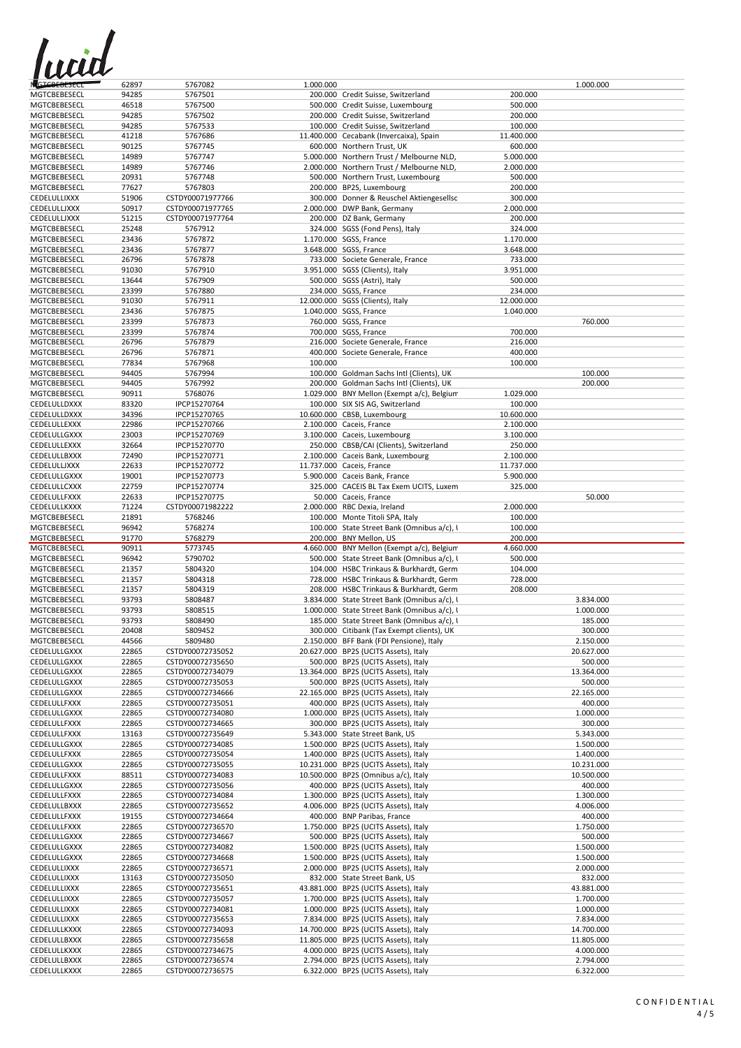| | | | | | | |
|---|---|---|---|---|---|---|
| MGTCBEBESECL | 62897 | 5767082 | 1.000.000 | | | 1.000.000 |
| MGTCBEBESECL | 94285 | 5767501 | 200.000 | Credit Suisse, Switzerland | 200.000 | |
| MGTCBEBESECL | 46518 | 5767500 | 500.000 | Credit Suisse, Luxembourg | 500.000 | |
| MGTCBEBESECL | 94285 | 5767502 | 200.000 | Credit Suisse, Switzerland | 200.000 | |
| MGTCBEBESECL | 94285 | 5767533 | 100.000 | Credit Suisse, Switzerland | 100.000 | |
| MGTCBEBESECL | 41218 | 5767686 | 11.400.000 | Cecabank (Invercaixa), Spain | 11.400.000 | |
| MGTCBEBESECL | 90125 | 5767745 | 600.000 | Northern Trust, UK | 600.000 | |
| MGTCBEBESECL | 14989 | 5767747 | 5.000.000 | Northern Trust / Melbourne NLD, | 5.000.000 | |
| MGTCBEBESECL | 14989 | 5767746 | 2.000.000 | Northern Trust / Melbourne NLD, | 2.000.000 | |
| MGTCBEBESECL | 20931 | 5767748 | 500.000 | Northern Trust, Luxembourg | 500.000 | |
| MGTCBEBESECL | 77627 | 5767803 | 200.000 | BP2S, Luxembourg | 200.000 | |
| CEDELULLJXXX | 51906 | CSTDY00071977766 | 300.000 | Donner & Reuschel Aktiengesellsc | 300.000 | |
| CEDELULLJXXX | 50917 | CSTDY00071977765 | 2.000.000 | DWP Bank, Germany | 2.000.000 | |
| CEDELULLJXXX | 51215 | CSTDY00071977764 | 200.000 | DZ Bank, Germany | 200.000 | |
| MGTCBEBESECL | 25248 | 5767912 | 324.000 | SGSS (Fond Pens), Italy | 324.000 | |
| MGTCBEBESECL | 23436 | 5767872 | 1.170.000 | SGSS, France | 1.170.000 | |
| MGTCBEBESECL | 23436 | 5767877 | 3.648.000 | SGSS, France | 3.648.000 | |
| MGTCBEBESECL | 26796 | 5767878 | 733.000 | Societe Generale, France | 733.000 | |
| MGTCBEBESECL | 91030 | 5767910 | 3.951.000 | SGSS (Clients), Italy | 3.951.000 | |
| MGTCBEBESECL | 13644 | 5767909 | 500.000 | SGSS (Astri), Italy | 500.000 | |
| MGTCBEBESECL | 23399 | 5767880 | 234.000 | SGSS, France | 234.000 | |
| MGTCBEBESECL | 91030 | 5767911 | 12.000.000 | SGSS (Clients), Italy | 12.000.000 | |
| MGTCBEBESECL | 23436 | 5767875 | 1.040.000 | SGSS, France | 1.040.000 | |
| MGTCBEBESECL | 23399 | 5767873 | 760.000 | SGSS, France | | 760.000 |
| MGTCBEBESECL | 23399 | 5767874 | 700.000 | SGSS, France | 700.000 | |
| MGTCBEBESECL | 26796 | 5767879 | 216.000 | Societe Generale, France | 216.000 | |
| MGTCBEBESECL | 26796 | 5767871 | 400.000 | Societe Generale, France | 400.000 | |
| MGTCBEBESECL | 77834 | 5767968 | 100.000 | | 100.000 | |
| MGTCBEBESECL | 94405 | 5767994 | 100.000 | Goldman Sachs Intl (Clients), UK | | 100.000 |
| MGTCBEBESECL | 94405 | 5767992 | 200.000 | Goldman Sachs Intl (Clients), UK | | 200.000 |
| MGTCBEBESECL | 90911 | 5768076 | 1.029.000 | BNY Mellon (Exempt a/c), Belgium | 1.029.000 | |
| CEDELULLDXXX | 83320 | IPCP15270764 | 100.000 | SIX SIS AG, Switzerland | 100.000 | |
| CEDELULLDXXX | 34396 | IPCP15270765 | 10.600.000 | CBSB, Luxembourg | 10.600.000 | |
| CEDELULLEXXX | 22986 | IPCP15270766 | 2.100.000 | Caceis, France | 2.100.000 | |
| CEDELULLGXXX | 23003 | IPCP15270769 | 3.100.000 | Caceis, Luxembourg | 3.100.000 | |
| CEDELULLEXXX | 32664 | IPCP15270770 | 250.000 | CBSB/CAI (Clients), Switzerland | 250.000 | |
| CEDELULLBXXX | 72490 | IPCP15270771 | 2.100.000 | Caceis Bank, Luxembourg | 2.100.000 | |
| CEDELULLJXXX | 22633 | IPCP15270772 | 11.737.000 | Caceis, France | 11.737.000 | |
| CEDELULLGXXX | 19001 | IPCP15270773 | 5.900.000 | Caceis Bank, France | 5.900.000 | |
| CEDELULLCXXX | 22759 | IPCP15270774 | 325.000 | CACEIS BL Tax Exem UCITS, Luxem | 325.000 | |
| CEDELULLFXXX | 22633 | IPCP15270775 | 50.000 | Caceis, France | | 50.000 |
| CEDELULLKXXX | 71224 | CSTDY00071982222 | 2.000.000 | RBC Dexia, Ireland | 2.000.000 | |
| MGTCBEBESECL | 21891 | 5768246 | 100.000 | Monte Titoli SPA, Italy | 100.000 | |
| MGTCBEBESECL | 96942 | 5768274 | 100.000 | State Street Bank (Omnibus a/c), l | 100.000 | |
| MGTCBEBESECL | 91770 | 5768279 | 200.000 | BNY Mellon, US | 200.000 | |
| MGTCBEBESECL | 90911 | 5773745 | 4.660.000 | BNY Mellon (Exempt a/c), Belgium | 4.660.000 | |
| MGTCBEBESECL | 96942 | 5790702 | 500.000 | State Street Bank (Omnibus a/c), l | 500.000 | |
| MGTCBEBESECL | 21357 | 5804320 | 104.000 | HSBC Trinkaus & Burkhardt, Germ | 104.000 | |
| MGTCBEBESECL | 21357 | 5804318 | 728.000 | HSBC Trinkaus & Burkhardt, Germ | 728.000 | |
| MGTCBEBESECL | 21357 | 5804319 | 208.000 | HSBC Trinkaus & Burkhardt, Germ | 208.000 | |
| MGTCBEBESECL | 93793 | 5808487 | 3.834.000 | State Street Bank (Omnibus a/c), l | | 3.834.000 |
| MGTCBEBESECL | 93793 | 5808515 | 1.000.000 | State Street Bank (Omnibus a/c), l | | 1.000.000 |
| MGTCBEBESECL | 93793 | 5808490 | 185.000 | State Street Bank (Omnibus a/c), l | | 185.000 |
| MGTCBEBESECL | 20408 | 5809452 | 300.000 | Citibank (Tax Exempt clients), UK | | 300.000 |
| MGTCBEBESECL | 44566 | 5809480 | 2.150.000 | BFF Bank (FDI Pensione), Italy | | 2.150.000 |
| CEDELULLGXXX | 22865 | CSTDY00072735052 | 20.627.000 | BP2S (UCITS Assets), Italy | | 20.627.000 |
| CEDELULLGXXX | 22865 | CSTDY00072735650 | 500.000 | BP2S (UCITS Assets), Italy | | 500.000 |
| CEDELULLGXXX | 22865 | CSTDY00072734079 | 13.364.000 | BP2S (UCITS Assets), Italy | | 13.364.000 |
| CEDELULLGXXX | 22865 | CSTDY00072735053 | 500.000 | BP2S (UCITS Assets), Italy | | 500.000 |
| CEDELULLGXXX | 22865 | CSTDY00072734666 | 22.165.000 | BP2S (UCITS Assets), Italy | | 22.165.000 |
| CEDELULLFXXX | 22865 | CSTDY00072735051 | 400.000 | BP2S (UCITS Assets), Italy | | 400.000 |
| CEDELULLGXXX | 22865 | CSTDY00072734080 | 1.000.000 | BP2S (UCITS Assets), Italy | | 1.000.000 |
| CEDELULLFXXX | 22865 | CSTDY00072734665 | 300.000 | BP2S (UCITS Assets), Italy | | 300.000 |
| CEDELULLFXXX | 13163 | CSTDY00072735649 | 5.343.000 | State Street Bank, US | | 5.343.000 |
| CEDELULLGXXX | 22865 | CSTDY00072734085 | 1.500.000 | BP2S (UCITS Assets), Italy | | 1.500.000 |
| CEDELULLFXXX | 22865 | CSTDY00072735054 | 1.400.000 | BP2S (UCITS Assets), Italy | | 1.400.000 |
| CEDELULLGXXX | 22865 | CSTDY00072735055 | 10.231.000 | BP2S (UCITS Assets), Italy | | 10.231.000 |
| CEDELULLFXXX | 88511 | CSTDY00072734083 | 10.500.000 | BP2S (Omnibus a/c), Italy | | 10.500.000 |
| CEDELULLGXXX | 22865 | CSTDY00072735056 | 400.000 | BP2S (UCITS Assets), Italy | | 400.000 |
| CEDELULLFXXX | 22865 | CSTDY00072734084 | 1.300.000 | BP2S (UCITS Assets), Italy | | 1.300.000 |
| CEDELULLBXXX | 22865 | CSTDY00072735652 | 4.006.000 | BP2S (UCITS Assets), Italy | | 4.006.000 |
| CEDELULLFXXX | 19155 | CSTDY00072734664 | 400.000 | BNP Paribas, France | | 400.000 |
| CEDELULLFXXX | 22865 | CSTDY00072736570 | 1.750.000 | BP2S (UCITS Assets), Italy | | 1.750.000 |
| CEDELULLGXXX | 22865 | CSTDY00072734667 | 500.000 | BP2S (UCITS Assets), Italy | | 500.000 |
| CEDELULLGXXX | 22865 | CSTDY00072734082 | 1.500.000 | BP2S (UCITS Assets), Italy | | 1.500.000 |
| CEDELULLGXXX | 22865 | CSTDY00072734668 | 1.500.000 | BP2S (UCITS Assets), Italy | | 1.500.000 |
| CEDELULLIXXX | 22865 | CSTDY00072736571 | 2.000.000 | BP2S (UCITS Assets), Italy | | 2.000.000 |
| CEDELULLIXXX | 13163 | CSTDY00072735050 | 832.000 | State Street Bank, US | | 832.000 |
| CEDELULLIXXX | 22865 | CSTDY00072735651 | 43.881.000 | BP2S (UCITS Assets), Italy | | 43.881.000 |
| CEDELULLIXXX | 22865 | CSTDY00072735057 | 1.700.000 | BP2S (UCITS Assets), Italy | | 1.700.000 |
| CEDELULLIXXX | 22865 | CSTDY00072734081 | 1.000.000 | BP2S (UCITS Assets), Italy | | 1.000.000 |
| CEDELULLIXXX | 22865 | CSTDY00072735653 | 7.834.000 | BP2S (UCITS Assets), Italy | | 7.834.000 |
| CEDELULLKXXX | 22865 | CSTDY00072734093 | 14.700.000 | BP2S (UCITS Assets), Italy | | 14.700.000 |
| CEDELULLBXXX | 22865 | CSTDY00072735658 | 11.805.000 | BP2S (UCITS Assets), Italy | | 11.805.000 |
| CEDELULLKXXX | 22865 | CSTDY00072734675 | 4.000.000 | BP2S (UCITS Assets), Italy | | 4.000.000 |
| CEDELULLBXXX | 22865 | CSTDY00072736574 | 2.794.000 | BP2S (UCITS Assets), Italy | | 2.794.000 |
| CEDELULLKXXX | 22865 | CSTDY00072736575 | 6.322.000 | BP2S (UCITS Assets), Italy | | 6.322.000 |

CONFIDENTIAL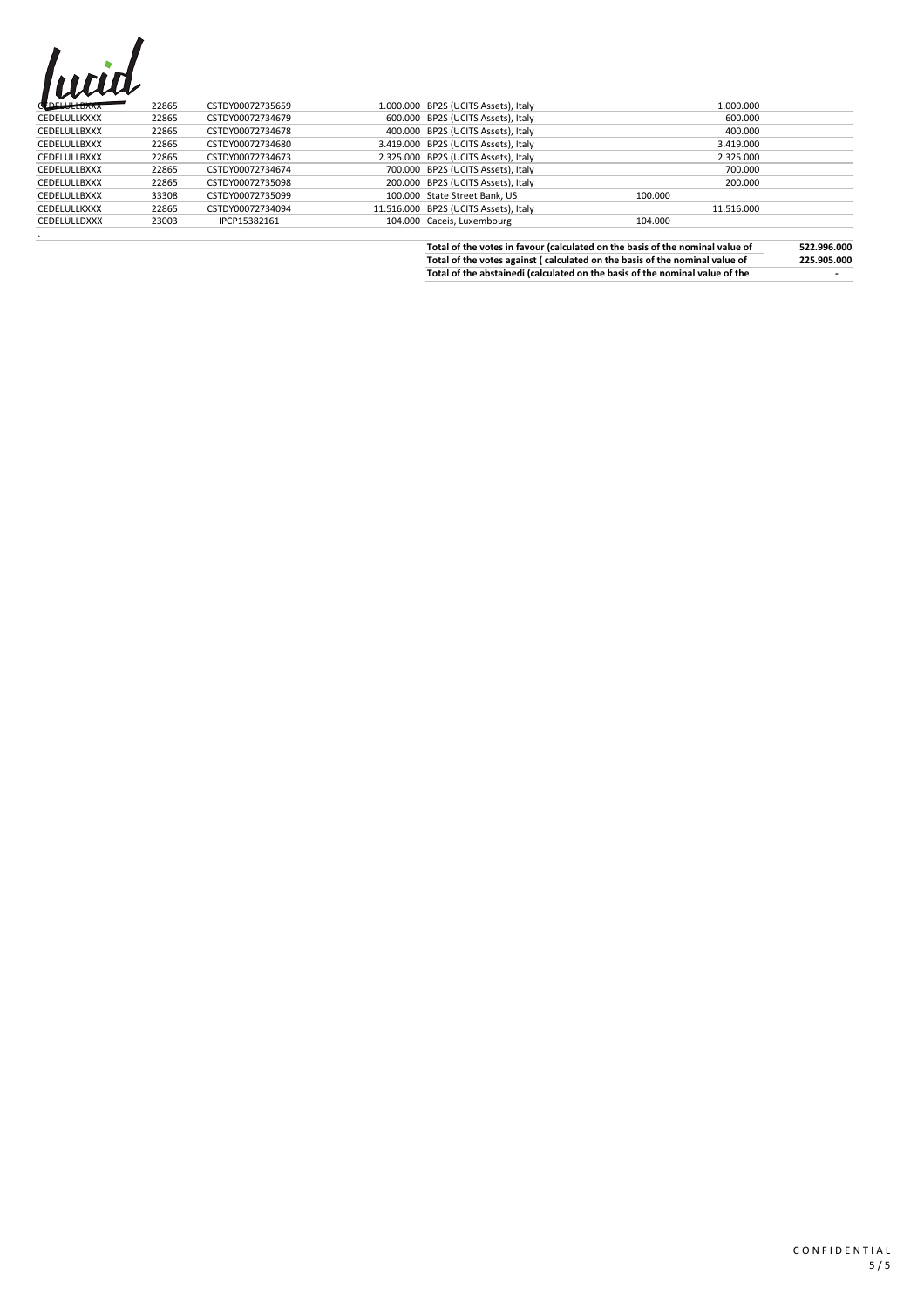| | | | | | | |
|---|---|---|---|---|---|---|
| CEDELULLBXXX | 22865 | CSTDY00072735659 | 1.000.000 | BP2S (UCITS Assets), Italy | | 1.000.000 |
| CEDELULLKXXX | 22865 | CSTDY00072734679 | 600.000 | BP2S (UCITS Assets), Italy | | 600.000 |
| CEDELULLBXXX | 22865 | CSTDY00072734678 | 400.000 | BP2S (UCITS Assets), Italy | | 400.000 |
| CEDELULLBXXX | 22865 | CSTDY00072734680 | 3.419.000 | BP2S (UCITS Assets), Italy | | 3.419.000 |
| CEDELULLBXXX | 22865 | CSTDY00072734673 | 2.325.000 | BP2S (UCITS Assets), Italy | | 2.325.000 |
| CEDELULLBXXX | 22865 | CSTDY00072734674 | 700.000 | BP2S (UCITS Assets), Italy | | 700.000 |
| CEDELULLBXXX | 22865 | CSTDY00072735098 | 200.000 | BP2S (UCITS Assets), Italy | | 200.000 |
| CEDELULLBXXX | 33308 | CSTDY00072735099 | 100.000 | State Street Bank, US | 100.000 | |
| CEDELULLKXXX | 22865 | CSTDY00072734094 | 11.516.000 | BP2S (UCITS Assets), Italy | | 11.516.000 |
| CEDELULLDXXX | 23003 | IPCP15382161 | 104.000 | Caceis, Luxembourg | 104.000 | |

| | |
|---|---|
| **Total of the votes in favour (calculated on the basis of the nominal value of** | **522.996.000** |
| **Total of the votes against ( calculated on the basis of the nominal value of** | **225.905.000** |
| **Total of the abstainedi (calculated on the basis of the nominal value of the** | **-** |